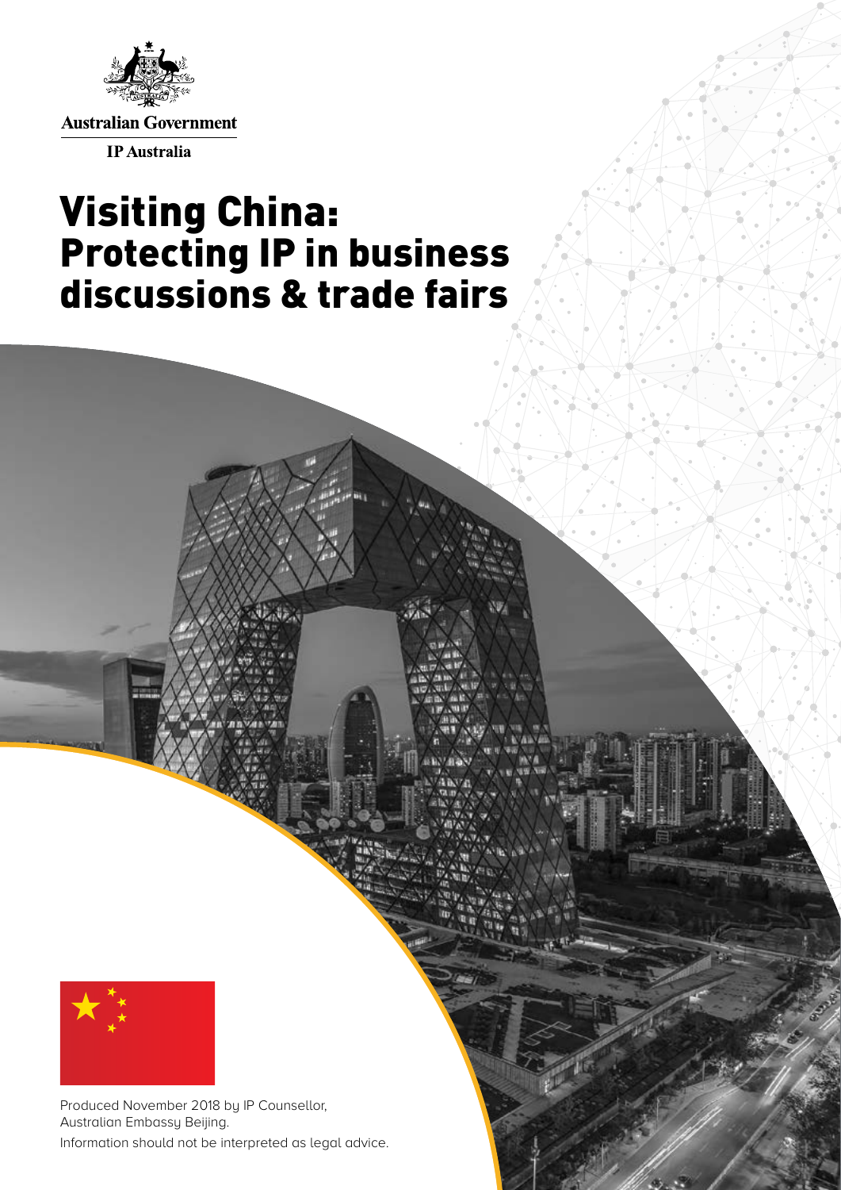Australian Government

IP Australia

# Visiting China: Protecting IP in business discussions & trade fairs

Produced November 2018 by IP Counsellor, Australian Embassy Beijing.

Information should not be interpreted as legal advice.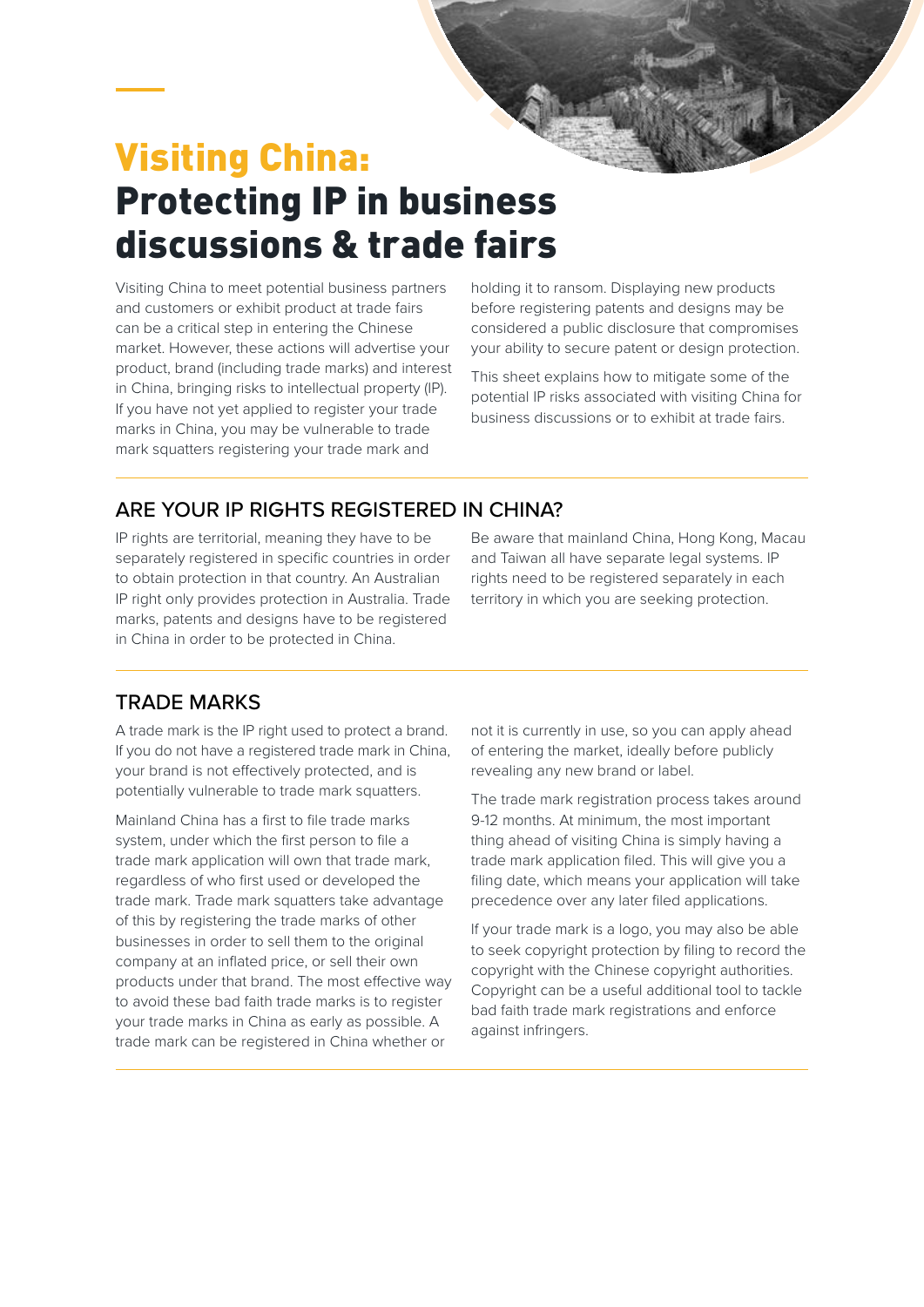# Visiting China: Protecting IP in business discussions & trade fairs

Visiting China to meet potential business partners and customers or exhibit product at trade fairs can be a critical step in entering the Chinese market. However, these actions will advertise your product, brand (including trade marks) and interest in China, bringing risks to intellectual property (IP). If you have not yet applied to register your trade marks in China, you may be vulnerable to trade mark squatters registering your trade mark and holding it to ransom. Displaying new products before registering patents and designs may be considered a public disclosure that compromises your ability to secure patent or design protection.

This sheet explains how to mitigate some of the potential IP risks associated with visiting China for business discussions or to exhibit at trade fairs.

## ARE YOUR IP RIGHTS REGISTERED IN CHINA?

IP rights are territorial, meaning they have to be separately registered in specific countries in order to obtain protection in that country. An Australian IP right only provides protection in Australia. Trade marks, patents and designs have to be registered in China in order to be protected in China.

Be aware that mainland China, Hong Kong, Macau and Taiwan all have separate legal systems. IP rights need to be registered separately in each territory in which you are seeking protection.

## TRADE MARKS

A trade mark is the IP right used to protect a brand. If you do not have a registered trade mark in China, your brand is not effectively protected, and is potentially vulnerable to trade mark squatters.

Mainland China has a first to file trade marks system, under which the first person to file a trade mark application will own that trade mark, regardless of who first used or developed the trade mark. Trade mark squatters take advantage of this by registering the trade marks of other businesses in order to sell them to the original company at an inflated price, or sell their own products under that brand. The most effective way to avoid these bad faith trade marks is to register your trade marks in China as early as possible. A trade mark can be registered in China whether or not it is currently in use, so you can apply ahead of entering the market, ideally before publicly revealing any new brand or label.

The trade mark registration process takes around 9-12 months. At minimum, the most important thing ahead of visiting China is simply having a trade mark application filed. This will give you a filing date, which means your application will take precedence over any later filed applications.

If your trade mark is a logo, you may also be able to seek copyright protection by filing to record the copyright with the Chinese copyright authorities. Copyright can be a useful additional tool to tackle bad faith trade mark registrations and enforce against infringers.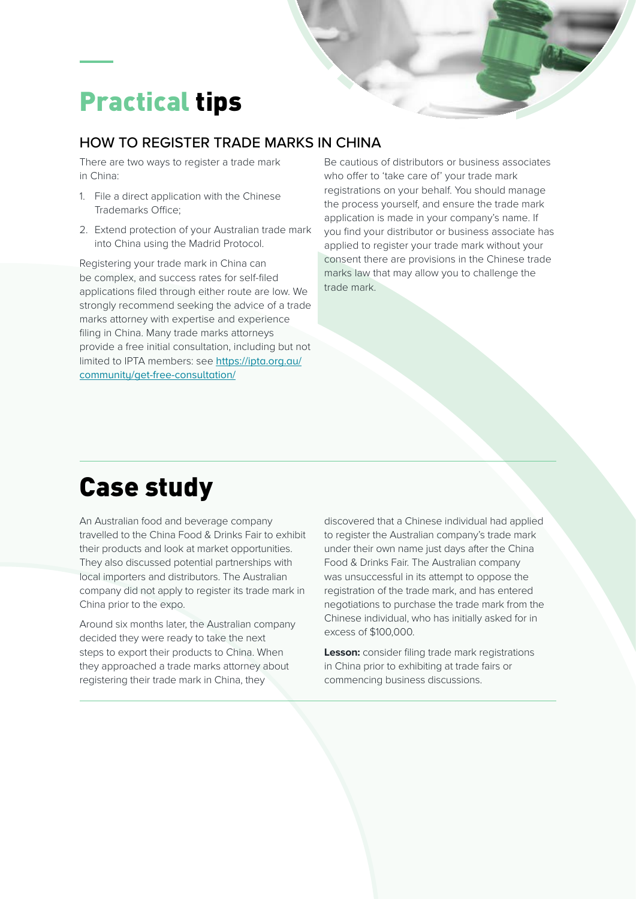# Practical tips

## HOW TO REGISTER TRADE MARKS IN CHINA

There are two ways to register a trade mark in China:

1. File a direct application with the Chinese Trademarks Office;
2. Extend protection of your Australian trade mark into China using the Madrid Protocol.

Registering your trade mark in China can be complex, and success rates for self-filed applications filed through either route are low. We strongly recommend seeking the advice of a trade marks attorney with expertise and experience filing in China. Many trade marks attorneys provide a free initial consultation, including but not limited to IPTA members: see [https://ipta.org.au/community/get-free-consultation/](https://ipta.org.au/community/get-free-consultation/)

Be cautious of distributors or business associates who offer to 'take care of' your trade mark registrations on your behalf. You should manage the process yourself, and ensure the trade mark application is made in your company's name. If you find your distributor or business associate has applied to register your trade mark without your consent there are provisions in the Chinese trade marks law that may allow you to challenge the trade mark.

# Case study

An Australian food and beverage company travelled to the China Food & Drinks Fair to exhibit their products and look at market opportunities. They also discussed potential partnerships with local importers and distributors. The Australian company did not apply to register its trade mark in China prior to the expo.

Around six months later, the Australian company decided they were ready to take the next steps to export their products to China. When they approached a trade marks attorney about registering their trade mark in China, they discovered that a Chinese individual had applied to register the Australian company's trade mark under their own name just days after the China Food & Drinks Fair. The Australian company was unsuccessful in its attempt to oppose the registration of the trade mark, and has entered negotiations to purchase the trade mark from the Chinese individual, who has initially asked for in excess of $100,000.

**Lesson:** consider filing trade mark registrations in China prior to exhibiting at trade fairs or commencing business discussions.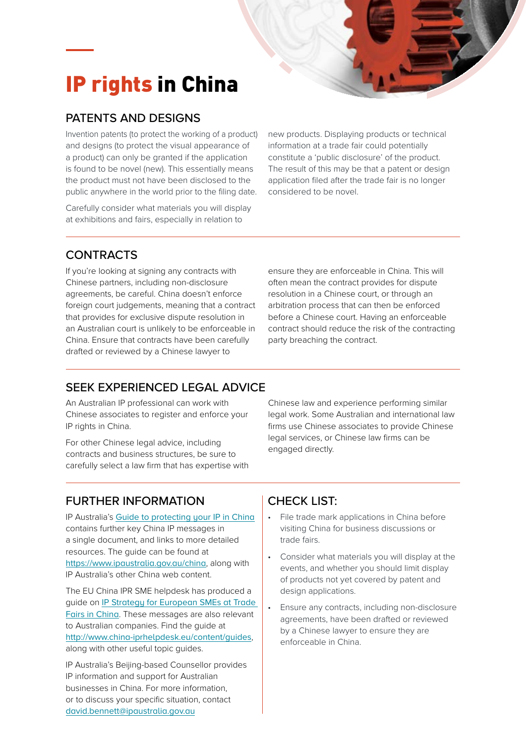# IP rights in China

## PATENTS AND DESIGNS

Invention patents (to protect the working of a product) and designs (to protect the visual appearance of a product) can only be granted if the application is found to be novel (new). This essentially means the product must not have been disclosed to the public anywhere in the world prior to the filing date.

Carefully consider what materials you will display at exhibitions and fairs, especially in relation to new products. Displaying products or technical information at a trade fair could potentially constitute a 'public disclosure' of the product. The result of this may be that a patent or design application filed after the trade fair is no longer considered to be novel.

## CONTRACTS

If you're looking at signing any contracts with Chinese partners, including non-disclosure agreements, be careful. China doesn't enforce foreign court judgements, meaning that a contract that provides for exclusive dispute resolution in an Australian court is unlikely to be enforceable in China. Ensure that contracts have been carefully drafted or reviewed by a Chinese lawyer to ensure they are enforceable in China. This will often mean the contract provides for dispute resolution in a Chinese court, or through an arbitration process that can then be enforced before a Chinese court. Having an enforceable contract should reduce the risk of the contracting party breaching the contract.

## SEEK EXPERIENCED LEGAL ADVICE

An Australian IP professional can work with Chinese associates to register and enforce your IP rights in China.

For other Chinese legal advice, including contracts and business structures, be sure to carefully select a law firm that has expertise with Chinese law and experience performing similar legal work. Some Australian and international law firms use Chinese associates to provide Chinese legal services, or Chinese law firms can be engaged directly.

## FURTHER INFORMATION

IP Australia's [Guide to protecting your IP in China](https://www.ipaustralia.gov.au/china) contains further key China IP messages in a single document, and links to more detailed resources. The guide can be found at https://www.ipaustralia.gov.au/china, along with IP Australia's other China web content.

The EU China IPR SME helpdesk has produced a guide on [IP Strategy for European SMEs at Trade Fairs in China](http://www.china-iprhelpdesk.eu/content/guides). These messages are also relevant to Australian companies. Find the guide at http://www.china-iprhelpdesk.eu/content/guides, along with other useful topic guides.

IP Australia's Beijing-based Counsellor provides IP information and support for Australian businesses in China. For more information, or to discuss your specific situation, contact david.bennett@ipaustralia.gov.au

## CHECK LIST:

- File trade mark applications in China before visiting China for business discussions or trade fairs.
- Consider what materials you will display at the events, and whether you should limit display of products not yet covered by patent and design applications.
- Ensure any contracts, including non-disclosure agreements, have been drafted or reviewed by a Chinese lawyer to ensure they are enforceable in China.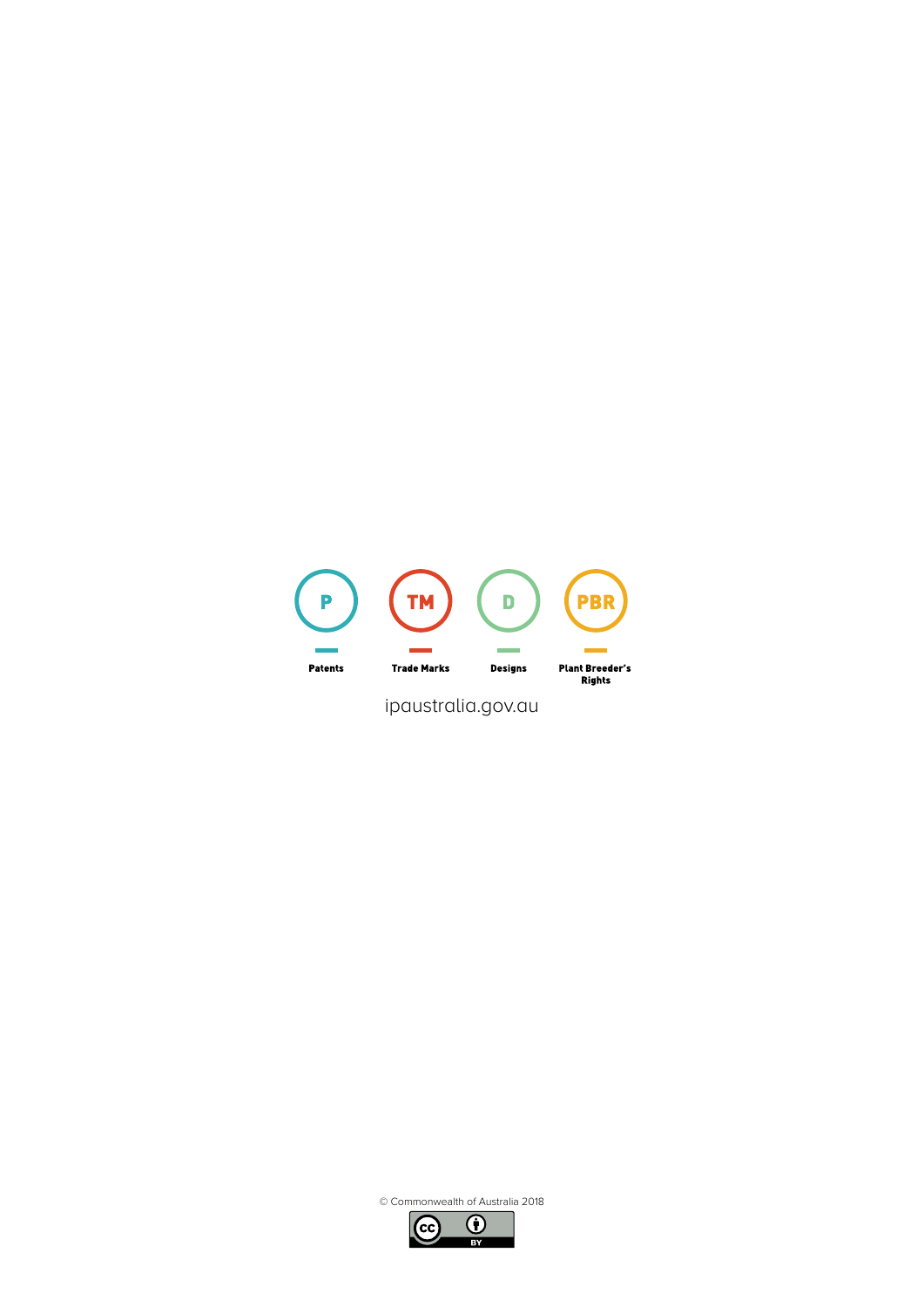P

Patents

TM

Trade Marks

D

Designs

PBR

Plant Breeder's Rights

ipaustralia.gov.au

© Commonwealth of Australia 2018